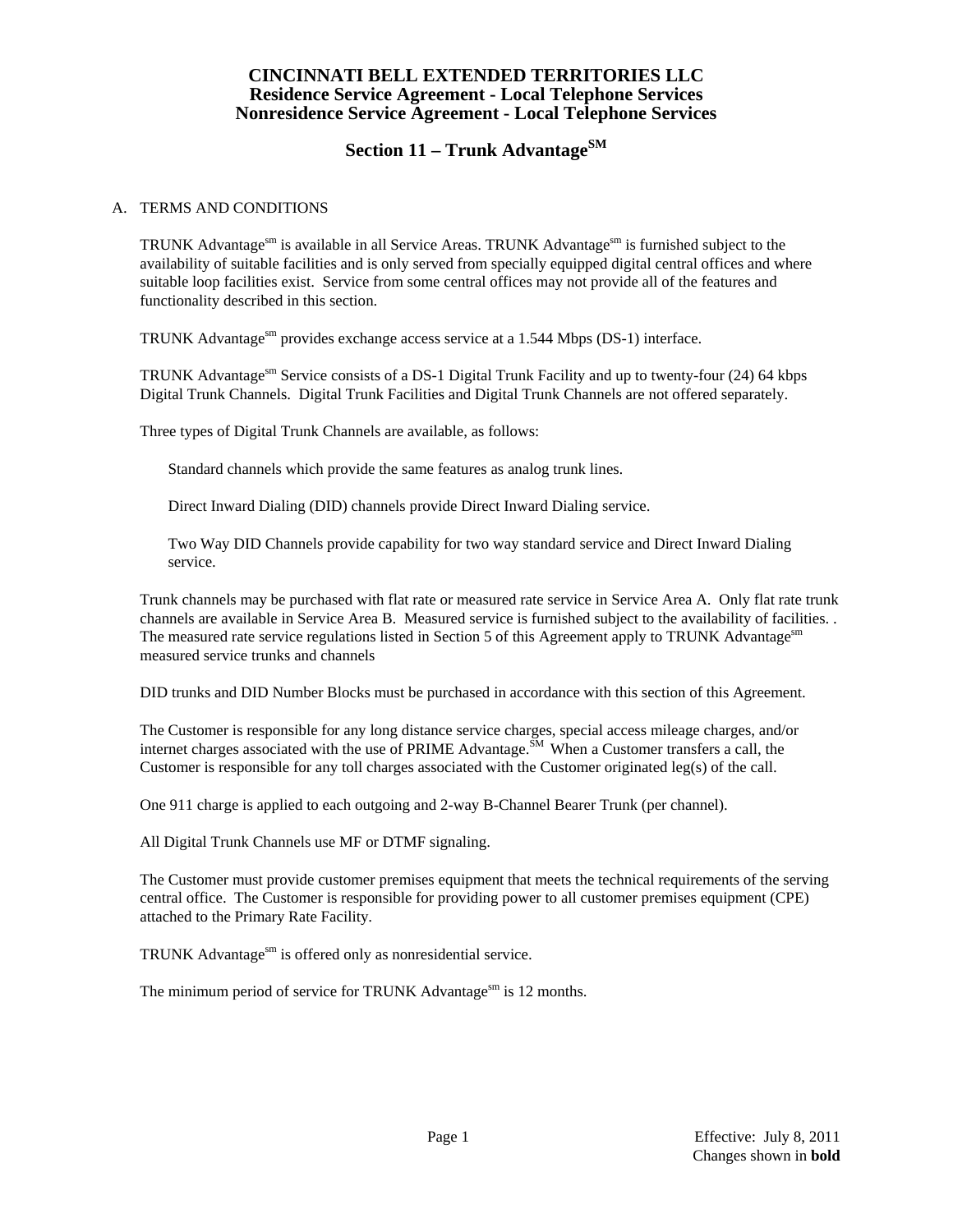# CINCINNATI BELL EXTENDED TERRITORIES LLC
## Residence Service Agreement - Local Telephone Services
## Nonresidence Service Agreement - Local Telephone Services

## Section 11 – Trunk Advantage[SM]

A. TERMS AND CONDITIONS

TRUNK Advantage[sm] is available in all Service Areas. TRUNK Advantage[sm] is furnished subject to the availability of suitable facilities and is only served from specially equipped digital central offices and where suitable loop facilities exist. Service from some central offices may not provide all of the features and functionality described in this section.

TRUNK Advantage[sm] provides exchange access service at a 1.544 Mbps (DS-1) interface.

TRUNK Advantage[sm] Service consists of a DS-1 Digital Trunk Facility and up to twenty-four (24) 64 kbps Digital Trunk Channels. Digital Trunk Facilities and Digital Trunk Channels are not offered separately.

Three types of Digital Trunk Channels are available, as follows:

Standard channels which provide the same features as analog trunk lines.

Direct Inward Dialing (DID) channels provide Direct Inward Dialing service.

Two Way DID Channels provide capability for two way standard service and Direct Inward Dialing service.

Trunk channels may be purchased with flat rate or measured rate service in Service Area A. Only flat rate trunk channels are available in Service Area B. Measured service is furnished subject to the availability of facilities. . The measured rate service regulations listed in Section 5 of this Agreement apply to TRUNK Advantage[sm] measured service trunks and channels

DID trunks and DID Number Blocks must be purchased in accordance with this section of this Agreement.

The Customer is responsible for any long distance service charges, special access mileage charges, and/or internet charges associated with the use of PRIME Advantage.[SM] When a Customer transfers a call, the Customer is responsible for any toll charges associated with the Customer originated leg(s) of the call.

One 911 charge is applied to each outgoing and 2-way B-Channel Bearer Trunk (per channel).

All Digital Trunk Channels use MF or DTMF signaling.

The Customer must provide customer premises equipment that meets the technical requirements of the serving central office. The Customer is responsible for providing power to all customer premises equipment (CPE) attached to the Primary Rate Facility.

TRUNK Advantage[sm] is offered only as nonresidential service.

The minimum period of service for TRUNK Advantage[sm] is 12 months.

Effective: July 8, 2011
Changes shown in **bold**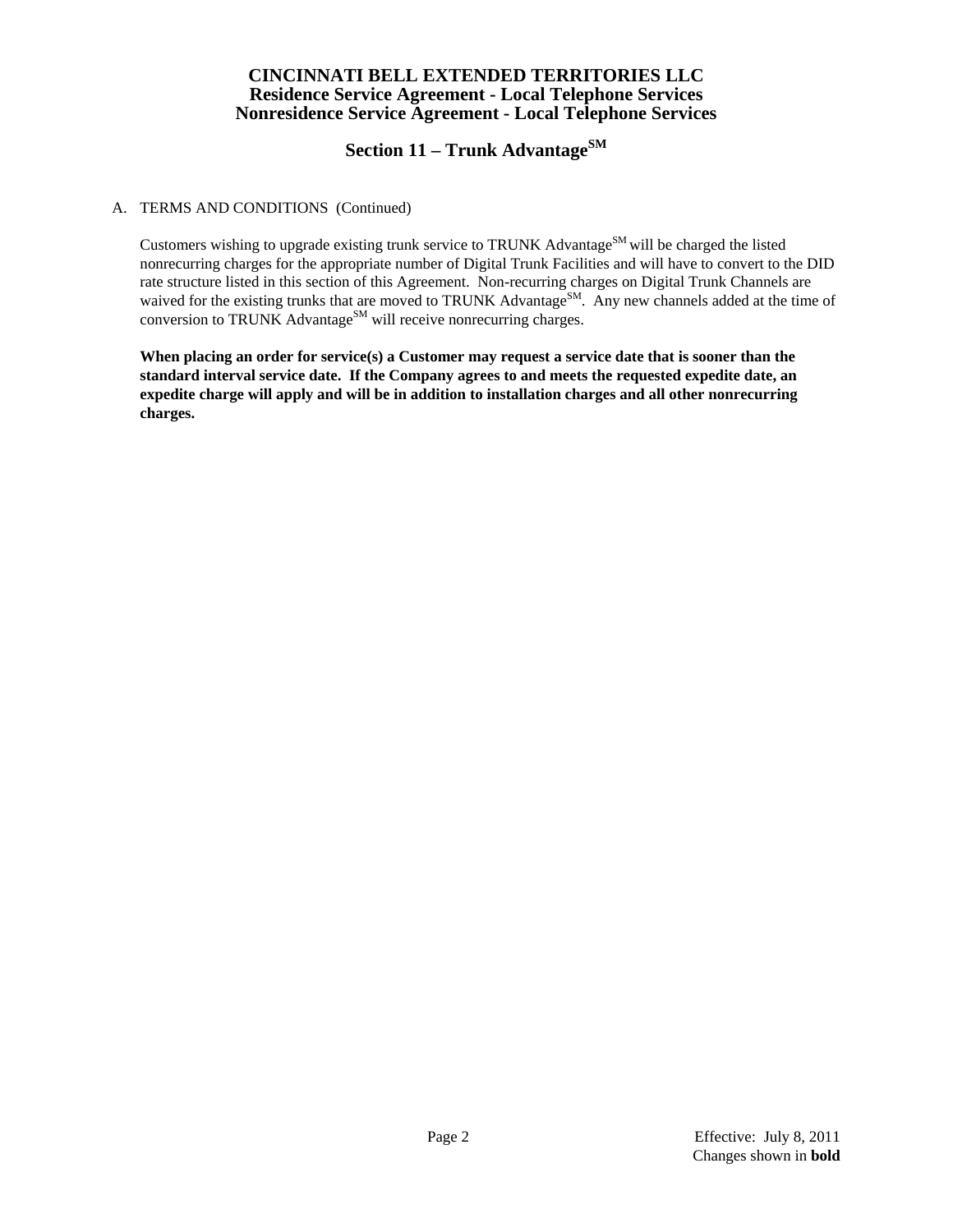# CINCINNATI BELL EXTENDED TERRITORIES LLC
## Residence Service Agreement - Local Telephone Services
## Nonresidence Service Agreement - Local Telephone Services

## Section 11 – Trunk Advantage$^{SM}$

A. TERMS AND CONDITIONS (Continued)

Customers wishing to upgrade existing trunk service to TRUNK Advantage$^{SM}$ will be charged the listed nonrecurring charges for the appropriate number of Digital Trunk Facilities and will have to convert to the DID rate structure listed in this section of this Agreement. Non-recurring charges on Digital Trunk Channels are waived for the existing trunks that are moved to TRUNK Advantage$^{SM}$. Any new channels added at the time of conversion to TRUNK Advantage$^{SM}$ will receive nonrecurring charges.

**When placing an order for service(s) a Customer may request a service date that is sooner than the standard interval service date. If the Company agrees to and meets the requested expedite date, an expedite charge will apply and will be in addition to installation charges and all other nonrecurring charges.**

Effective: July 8, 2011
Changes shown in **bold**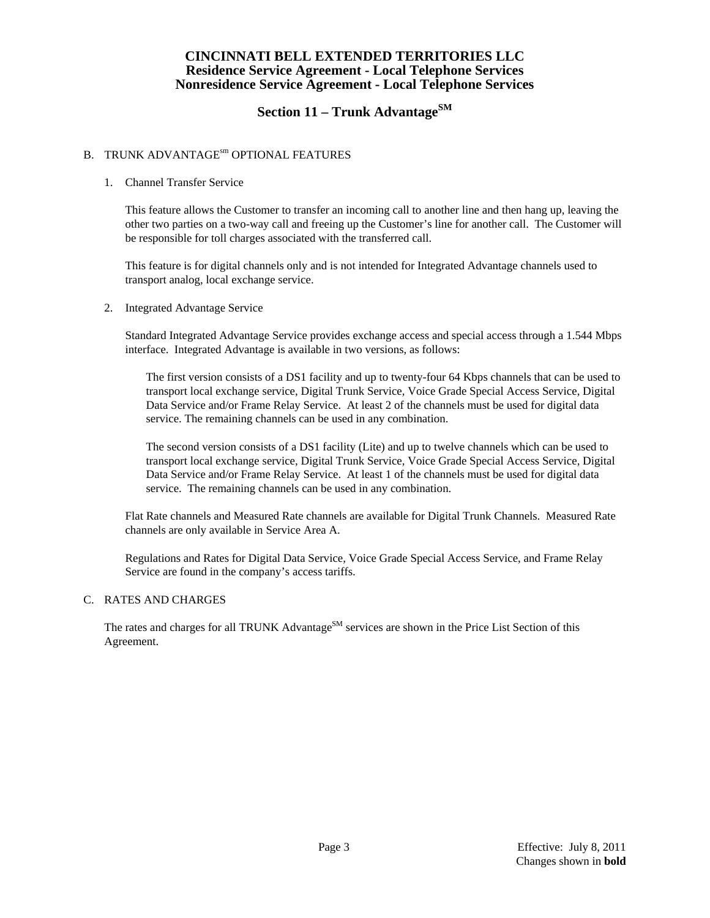# CINCINNATI BELL EXTENDED TERRITORIES LLC
## Residence Service Agreement - Local Telephone Services
## Nonresidence Service Agreement - Local Telephone Services

## Section 11 – Trunk Advantage[SM]

B. TRUNK ADVANTAGE[sm] OPTIONAL FEATURES

1. Channel Transfer Service

   This feature allows the Customer to transfer an incoming call to another line and then hang up, leaving the other two parties on a two-way call and freeing up the Customer's line for another call. The Customer will be responsible for toll charges associated with the transferred call.

   This feature is for digital channels only and is not intended for Integrated Advantage channels used to transport analog, local exchange service.

2. Integrated Advantage Service

   Standard Integrated Advantage Service provides exchange access and special access through a 1.544 Mbps interface. Integrated Advantage is available in two versions, as follows:

   The first version consists of a DS1 facility and up to twenty-four 64 Kbps channels that can be used to transport local exchange service, Digital Trunk Service, Voice Grade Special Access Service, Digital Data Service and/or Frame Relay Service. At least 2 of the channels must be used for digital data service. The remaining channels can be used in any combination.

   The second version consists of a DS1 facility (Lite) and up to twelve channels which can be used to transport local exchange service, Digital Trunk Service, Voice Grade Special Access Service, Digital Data Service and/or Frame Relay Service. At least 1 of the channels must be used for digital data service. The remaining channels can be used in any combination.

   Flat Rate channels and Measured Rate channels are available for Digital Trunk Channels. Measured Rate channels are only available in Service Area A.

   Regulations and Rates for Digital Data Service, Voice Grade Special Access Service, and Frame Relay Service are found in the company's access tariffs.

C. RATES AND CHARGES

The rates and charges for all TRUNK Advantage[SM] services are shown in the Price List Section of this Agreement.

Effective: July 8, 2011
Changes shown in **bold**